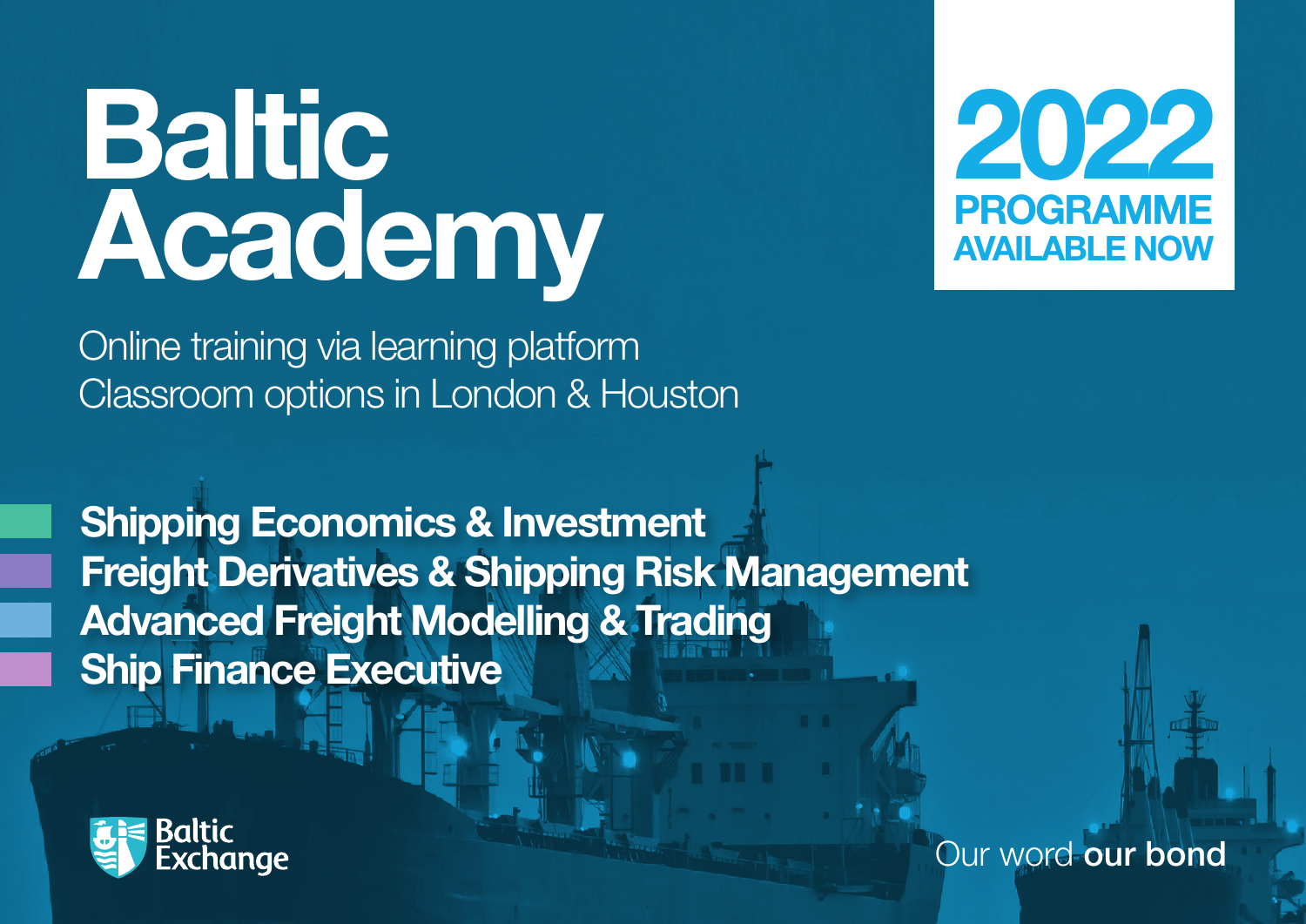# Baltic Academy

**2022**
**PROGRAMME AVAILABLE NOW**

Online training via learning platform
Classroom options in London & Houston

- **Shipping Economics & Investment**
- **Freight Derivatives & Shipping Risk Management**
- **Advanced Freight Modelling & Trading**
- **Ship Finance Executive**

Baltic Exchange

Our word **our bond**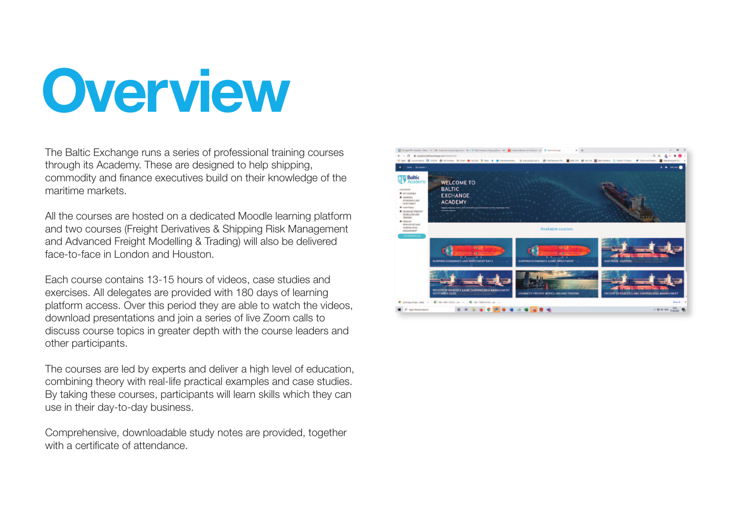# Overview

The Baltic Exchange runs a series of professional training courses through its Academy. These are designed to help shipping, commodity and finance executives build on their knowledge of the maritime markets.

All the courses are hosted on a dedicated Moodle learning platform and two courses (Freight Derivatives & Shipping Risk Management and Advanced Freight Modelling & Trading) will also be delivered face-to-face in London and Houston.

Each course contains 13-15 hours of videos, case studies and exercises. All delegates are provided with 180 days of learning platform access. Over this period they are able to watch the videos, download presentations and join a series of live Zoom calls to discuss course topics in greater depth with the course leaders and other participants.

The courses are led by experts and deliver a high level of education, combining theory with real-life practical examples and case studies. By taking these courses, participants will learn skills which they can use in their day-to-day business.

Comprehensive, downloadable study notes are provided, together with a certificate of attendance.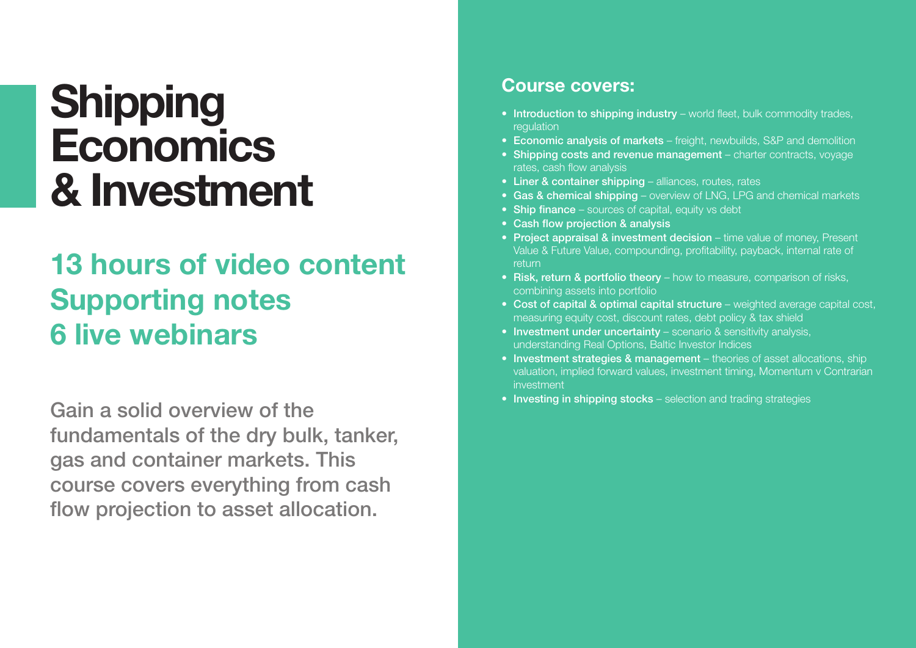# Shipping Economics & Investment

## 13 hours of video content
## Supporting notes
## 6 live webinars

Gain a solid overview of the fundamentals of the dry bulk, tanker, gas and container markets. This course covers everything from cash flow projection to asset allocation.

## Course covers:

- **Introduction to shipping industry** – world fleet, bulk commodity trades, regulation
- **Economic analysis of markets** – freight, newbuilds, S&P and demolition
- **Shipping costs and revenue management** – charter contracts, voyage rates, cash flow analysis
- **Liner & container shipping** – alliances, routes, rates
- **Gas & chemical shipping** – overview of LNG, LPG and chemical markets
- **Ship finance** – sources of capital, equity vs debt
- **Cash flow projection & analysis**
- **Project appraisal & investment decision** – time value of money, Present Value & Future Value, compounding, profitability, payback, internal rate of return
- **Risk, return & portfolio theory** – how to measure, comparison of risks, combining assets into portfolio
- **Cost of capital & optimal capital structure** – weighted average capital cost, measuring equity cost, discount rates, debt policy & tax shield
- **Investment under uncertainty** – scenario & sensitivity analysis, understanding Real Options, Baltic Investor Indices
- **Investment strategies & management** – theories of asset allocations, ship valuation, implied forward values, investment timing, Momentum v Contrarian investment
- **Investing in shipping stocks** – selection and trading strategies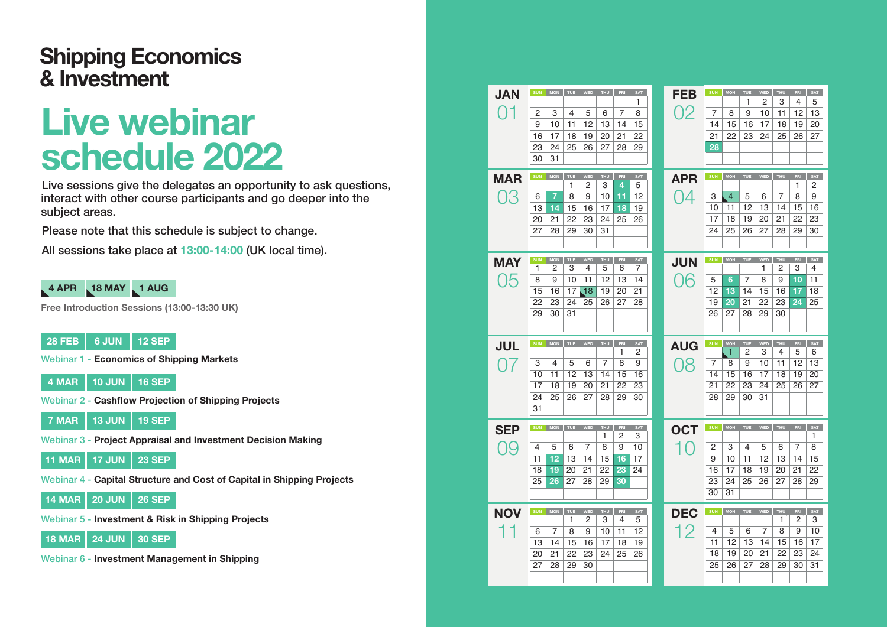# Shipping Economics & Investment

# Live webinar schedule 2022

Live sessions give the delegates an opportunity to ask questions, interact with other course participants and go deeper into the subject areas.

Please note that this schedule is subject to change.

All sessions take place at **13:00-14:00** (UK local time).

**4 APR** | **18 MAY** | **1 AUG**

Free Introduction Sessions (13:00-13:30 UK)

**28 FEB** | **6 JUN** | **12 SEP**

Webinar 1 - **Economics of Shipping Markets**

**4 MAR** | **10 JUN** | **16 SEP**

Webinar 2 - **Cashflow Projection of Shipping Projects**

**7 MAR** | **13 JUN** | **19 SEP**

Webinar 3 - **Project Appraisal and Investment Decision Making**

**11 MAR** | **17 JUN** | **23 SEP**

Webinar 4 - **Capital Structure and Cost of Capital in Shipping Projects**

**14 MAR** | **20 JUN** | **26 SEP**

Webinar 5 - **Investment & Risk in Shipping Projects**

**18 MAR** | **24 JUN** | **30 SEP**

Webinar 6 - **Investment Management in Shipping**

### JAN 01

| SUN | MON | TUE | WED | THU | FRI | SAT |
|---|---|---|---|---|---|---|
| | | | | | | 1 |
| 2 | 3 | 4 | 5 | 6 | 7 | 8 |
| 9 | 10 | 11 | 12 | 13 | 14 | 15 |
| 16 | 17 | 18 | 19 | 20 | 21 | 22 |
| 23 | 24 | 25 | 26 | 27 | 28 | 29 |
| 30 | 31 | | | | | |

### FEB 02

| SUN | MON | TUE | WED | THU | FRI | SAT |
|---|---|---|---|---|---|---|
| | | 1 | 2 | 3 | 4 | 5 |
| 7 | 8 | 9 | 10 | 11 | 12 | 13 |
| 14 | 15 | 16 | 17 | 18 | 19 | 20 |
| 21 | 22 | 23 | 24 | 25 | 26 | 27 |
| **28** | | | | | | |

### MAR 03

| SUN | MON | TUE | WED | THU | FRI | SAT |
|---|---|---|---|---|---|---|
| | | 1 | 2 | 3 | **4** | 5 |
| 6 | **7** | 8 | 9 | 10 | **11** | 12 |
| 13 | **14** | 15 | 16 | 17 | **18** | 19 |
| 20 | 21 | 22 | 23 | 24 | 25 | 26 |
| 27 | 28 | 29 | 30 | 31 | | |

### APR 04

| SUN | MON | TUE | WED | THU | FRI | SAT |
|---|---|---|---|---|---|---|
| | | | | | 1 | 2 |
| 3 | **4** | 5 | 6 | 7 | 8 | 9 |
| 10 | 11 | 12 | 13 | 14 | 15 | 16 |
| 17 | 18 | 19 | 20 | 21 | 22 | 23 |
| 24 | 25 | 26 | 27 | 28 | 29 | 30 |

### MAY 05

| SUN | MON | TUE | WED | THU | FRI | SAT |
|---|---|---|---|---|---|---|
| 1 | 2 | 3 | 4 | 5 | 6 | 7 |
| 8 | 9 | 10 | 11 | 12 | 13 | 14 |
| 15 | 16 | 17 | **18** | 19 | 20 | 21 |
| 22 | 23 | 24 | 25 | 26 | 27 | 28 |
| 29 | 30 | 31 | | | | |

### JUN 06

| SUN | MON | TUE | WED | THU | FRI | SAT |
|---|---|---|---|---|---|---|
| | | | 1 | 2 | 3 | 4 |
| 5 | **6** | 7 | 8 | 9 | **10** | 11 |
| 12 | **13** | 14 | 15 | 16 | **17** | 18 |
| 19 | **20** | 21 | 22 | 23 | **24** | 25 |
| 26 | 27 | 28 | 29 | 30 | | |

### JUL 07

| SUN | MON | TUE | WED | THU | FRI | SAT |
|---|---|---|---|---|---|---|
| | | | | | 1 | 2 |
| 3 | 4 | 5 | 6 | 7 | 8 | 9 |
| 10 | 11 | 12 | 13 | 14 | 15 | 16 |
| 17 | 18 | 19 | 20 | 21 | 22 | 23 |
| 24 | 25 | 26 | 27 | 28 | 29 | 30 |
| 31 | | | | | | |

### AUG 08

| SUN | MON | TUE | WED | THU | FRI | SAT |
|---|---|---|---|---|---|---|
| | **1** | 2 | 3 | 4 | 5 | 6 |
| 7 | 8 | 9 | 10 | 11 | 12 | 13 |
| 14 | 15 | 16 | 17 | 18 | 19 | 20 |
| 21 | 22 | 23 | 24 | 25 | 26 | 27 |
| 28 | 29 | 30 | 31 | | | |

### SEP 09

| SUN | MON | TUE | WED | THU | FRI | SAT |
|---|---|---|---|---|---|---|
| | | | | 1 | 2 | 3 |
| 4 | 5 | 6 | 7 | 8 | 9 | 10 |
| 11 | **12** | 13 | 14 | 15 | **16** | 17 |
| 18 | **19** | 20 | 21 | 22 | **23** | 24 |
| 25 | **26** | 27 | 28 | 29 | **30** | |

### OCT 10

| SUN | MON | TUE | WED | THU | FRI | SAT |
|---|---|---|---|---|---|---|
| | | | | | | 1 |
| 2 | 3 | 4 | 5 | 6 | 7 | 8 |
| 9 | 10 | 11 | 12 | 13 | 14 | 15 |
| 16 | 17 | 18 | 19 | 20 | 21 | 22 |
| 23 | 24 | 25 | 26 | 27 | 28 | 29 |
| 30 | 31 | | | | | |

### NOV 11

| SUN | MON | TUE | WED | THU | FRI | SAT |
|---|---|---|---|---|---|---|
| | | 1 | 2 | 3 | 4 | 5 |
| 6 | 7 | 8 | 9 | 10 | 11 | 12 |
| 13 | 14 | 15 | 16 | 17 | 18 | 19 |
| 20 | 21 | 22 | 23 | 24 | 25 | 26 |
| 27 | 28 | 29 | 30 | | | |

### DEC 12

| SUN | MON | TUE | WED | THU | FRI | SAT |
|---|---|---|---|---|---|---|
| | | | | 1 | 2 | 3 |
| 4 | 5 | 6 | 7 | 8 | 9 | 10 |
| 11 | 12 | 13 | 14 | 15 | 16 | 17 |
| 18 | 19 | 20 | 21 | 22 | 23 | 24 |
| 25 | 26 | 27 | 28 | 29 | 30 | 31 |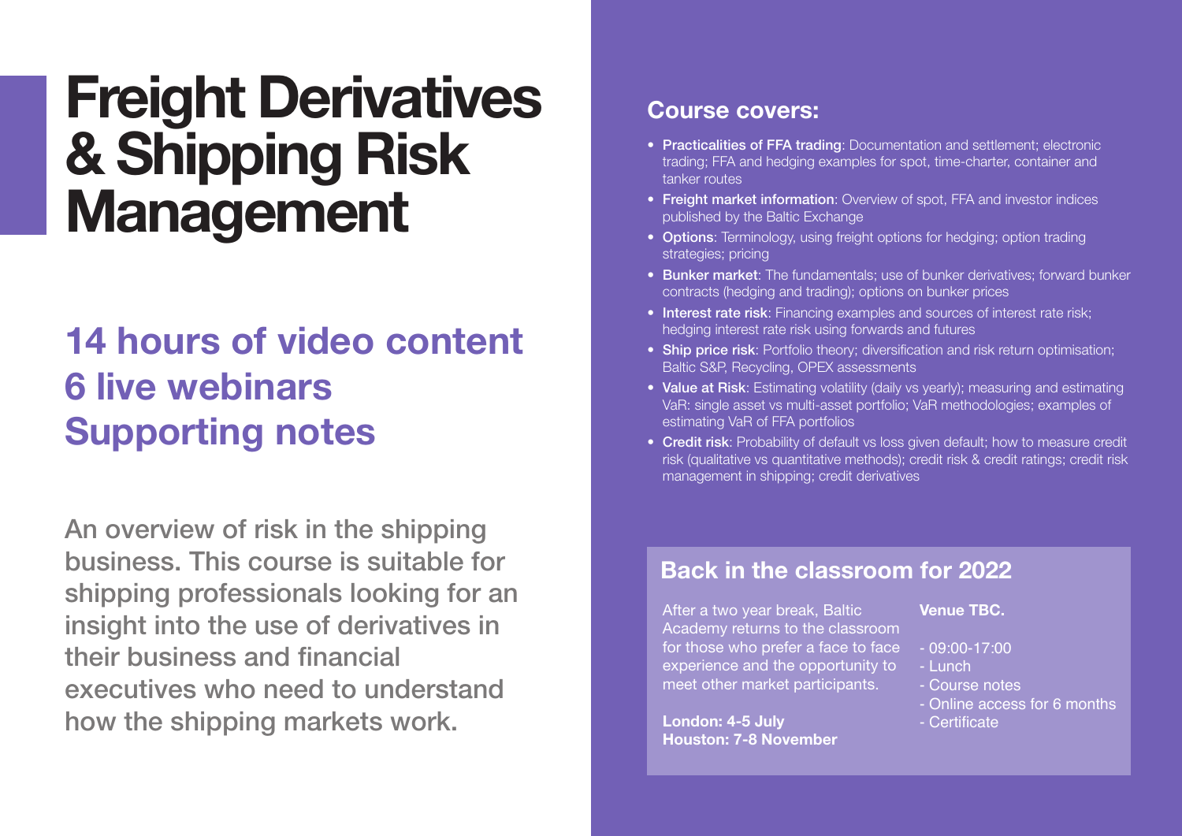# Freight Derivatives & Shipping Risk Management

## 14 hours of video content
## 6 live webinars
## Supporting notes

An overview of risk in the shipping business. This course is suitable for shipping professionals looking for an insight into the use of derivatives in their business and financial executives who need to understand how the shipping markets work.

## Course covers:

- **Practicalities of FFA trading**: Documentation and settlement; electronic trading; FFA and hedging examples for spot, time-charter, container and tanker routes
- **Freight market information**: Overview of spot, FFA and investor indices published by the Baltic Exchange
- **Options**: Terminology, using freight options for hedging; option trading strategies; pricing
- **Bunker market**: The fundamentals; use of bunker derivatives; forward bunker contracts (hedging and trading); options on bunker prices
- **Interest rate risk**: Financing examples and sources of interest rate risk; hedging interest rate risk using forwards and futures
- **Ship price risk**: Portfolio theory; diversification and risk return optimisation; Baltic S&P, Recycling, OPEX assessments
- **Value at Risk**: Estimating volatility (daily vs yearly); measuring and estimating VaR: single asset vs multi-asset portfolio; VaR methodologies; examples of estimating VaR of FFA portfolios
- **Credit risk**: Probability of default vs loss given default; how to measure credit risk (qualitative vs quantitative methods); credit risk & credit ratings; credit risk management in shipping; credit derivatives

## Back in the classroom for 2022

After a two year break, Baltic Academy returns to the classroom for those who prefer a face to face experience and the opportunity to meet other market participants.

**London: 4-5 July**
**Houston: 7-8 November**

**Venue TBC.**

- 09:00-17:00
- Lunch
- Course notes
- Online access for 6 months
- Certificate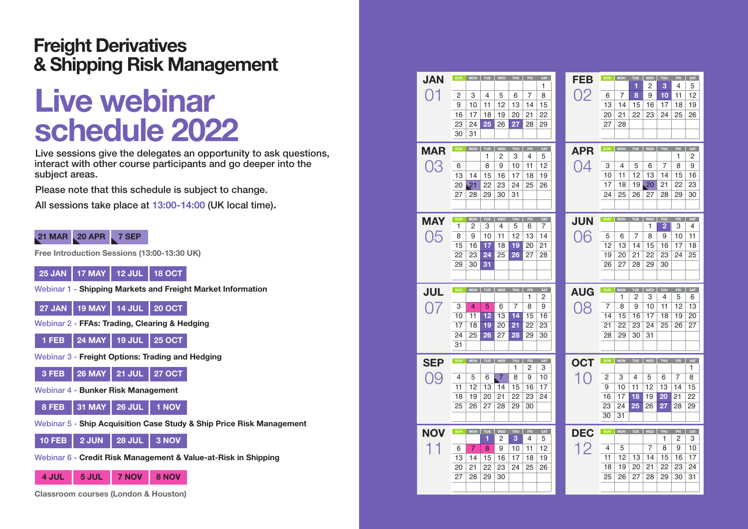# Freight Derivatives & Shipping Risk Management

# Live webinar schedule 2022

Live sessions give the delegates an opportunity to ask questions, interact with other course participants and go deeper into the subject areas.

Please note that this schedule is subject to change.

All sessions take place at **13:00-14:00** (UK local time).

**21 MAR | 20 APR | 7 SEP**

Free Introduction Sessions (13:00-13:30 UK)

**25 JAN | 17 MAY | 12 JUL | 18 OCT**

Webinar 1 - **Shipping Markets and Freight Market Information**

**27 JAN | 19 MAY | 14 JUL | 20 OCT**

Webinar 2 - **FFAs: Trading, Clearing & Hedging**

**1 FEB | 24 MAY | 19 JUL | 25 OCT**

Webinar 3 - **Freight Options: Trading and Hedging**

**3 FEB | 26 MAY | 21 JUL | 27 OCT**

Webinar 4 - **Bunker Risk Management**

**8 FEB | 31 MAY | 26 JUL | 1 NOV**

Webinar 5 - **Ship Acquisition Case Study & Ship Price Risk Management**

**10 FEB | 2 JUN | 28 JUL | 3 NOV**

Webinar 6 - **Credit Risk Management & Value-at-Risk in Shipping**

**4 JUL | 5 JUL | 7 NOV | 8 NOV**

Classroom courses (London & Houston)

**JAN 01**

| SUN | MON | TUE | WED | THU | FRI | SAT |
|---|---|---|---|---|---|---|
| | | | | | | 1 |
| 2 | 3 | 4 | 5 | 6 | 7 | 8 |
| 9 | 10 | 11 | 12 | 13 | 14 | 15 |
| 16 | 17 | 18 | 19 | 20 | 21 | 22 |
| 23 | 24 | 25 | 26 | 27 | 28 | 29 |
| 30 | 31 | | | | | |

**FEB 02**

| SUN | MON | TUE | WED | THU | FRI | SAT |
|---|---|---|---|---|---|---|
| | | 1 | 2 | 3 | 4 | 5 |
| 6 | 7 | 8 | 9 | 10 | 11 | 12 |
| 13 | 14 | 15 | 16 | 17 | 18 | 19 |
| 20 | 21 | 22 | 23 | 24 | 25 | 26 |
| 27 | 28 | | | | | |

**MAR 03**

| SUN | MON | TUE | WED | THU | FRI | SAT |
|---|---|---|---|---|---|---|
| | | 1 | 2 | 3 | 4 | 5 |
| 6 | | 8 | 9 | 10 | 11 | 12 |
| 13 | 14 | 15 | 16 | 17 | 18 | 19 |
| 20 | 21 | 22 | 23 | 24 | 25 | 26 |
| 27 | 28 | 29 | 30 | 31 | | |

**APR 04**

| SUN | MON | TUE | WED | THU | FRI | SAT |
|---|---|---|---|---|---|---|
| | | | | | 1 | 2 |
| 3 | 4 | 5 | 6 | 7 | 8 | 9 |
| 10 | 11 | 12 | 13 | 14 | 15 | 16 |
| 17 | 18 | 19 | 20 | 21 | 22 | 23 |
| 24 | 25 | 26 | 27 | 28 | 29 | 30 |

**MAY 05**

| SUN | MON | TUE | WED | THU | FRI | SAT |
|---|---|---|---|---|---|---|
| 1 | 2 | 3 | 4 | 5 | 6 | 7 |
| 8 | 9 | 10 | 11 | 12 | 13 | 14 |
| 15 | 16 | 17 | 18 | 19 | 20 | 21 |
| 22 | 23 | 24 | 25 | 26 | 27 | 28 |
| 29 | 30 | 31 | | | | |

**JUN 06**

| SUN | MON | TUE | WED | THU | FRI | SAT |
|---|---|---|---|---|---|---|
| | | | 1 | 2 | 3 | 4 |
| 5 | 6 | 7 | 8 | 9 | 10 | 11 |
| 12 | 13 | 14 | 15 | 16 | 17 | 18 |
| 19 | 20 | 21 | 22 | 23 | 24 | 25 |
| 26 | 27 | 28 | 29 | 30 | | |

**JUL 07**

| SUN | MON | TUE | WED | THU | FRI | SAT |
|---|---|---|---|---|---|---|
| | | | | | 1 | 2 |
| 3 | 4 | 5 | 6 | 7 | 8 | 9 |
| 10 | 11 | 12 | 13 | 14 | 15 | 16 |
| 17 | 18 | 19 | 20 | 21 | 22 | 23 |
| 24 | 25 | 26 | 27 | 28 | 29 | 30 |
| 31 | | | | | | |

**AUG 08**

| SUN | MON | TUE | WED | THU | FRI | SAT |
|---|---|---|---|---|---|---|
| | 1 | 2 | 3 | 4 | 5 | 6 |
| 7 | 8 | 9 | 10 | 11 | 12 | 13 |
| 14 | 15 | 16 | 17 | 18 | 19 | 20 |
| 21 | 22 | 23 | 24 | 25 | 26 | 27 |
| 28 | 29 | 30 | 31 | | | |

**SEP 09**

| SUN | MON | TUE | WED | THU | FRI | SAT |
|---|---|---|---|---|---|---|
| | | | | 1 | 2 | 3 |
| 4 | 5 | 6 | 7 | 8 | 9 | 10 |
| 11 | 12 | 13 | 14 | 15 | 16 | 17 |
| 18 | 19 | 20 | 21 | 22 | 23 | 24 |
| 25 | 26 | 27 | 28 | 29 | 30 | |

**OCT 10**

| SUN | MON | TUE | WED | THU | FRI | SAT |
|---|---|---|---|---|---|---|
| | | | | | | 1 |
| 2 | 3 | 4 | 5 | 6 | 7 | 8 |
| 9 | 10 | 11 | 12 | 13 | 14 | 15 |
| 16 | 17 | 18 | 19 | 20 | 21 | 22 |
| 23 | 24 | 25 | 26 | 27 | 28 | 29 |
| 30 | 31 | | | | | |

**NOV 11**

| SUN | MON | TUE | WED | THU | FRI | SAT |
|---|---|---|---|---|---|---|
| | | 1 | 2 | 3 | 4 | 5 |
| 6 | 7 | 8 | 9 | 10 | 11 | 12 |
| 13 | 14 | 15 | 16 | 17 | 18 | 19 |
| 20 | 21 | 22 | 23 | 24 | 25 | 26 |
| 27 | 28 | 29 | 30 | | | |

**DEC 12**

| SUN | MON | TUE | WED | THU | FRI | SAT |
|---|---|---|---|---|---|---|
| | | | | 1 | 2 | 3 |
| 4 | 5 | | 7 | 8 | 9 | 10 |
| 11 | 12 | 13 | 14 | 15 | 16 | 17 |
| 18 | 19 | 20 | 21 | 22 | 23 | 24 |
| 25 | 26 | 27 | 28 | 29 | 30 | 31 |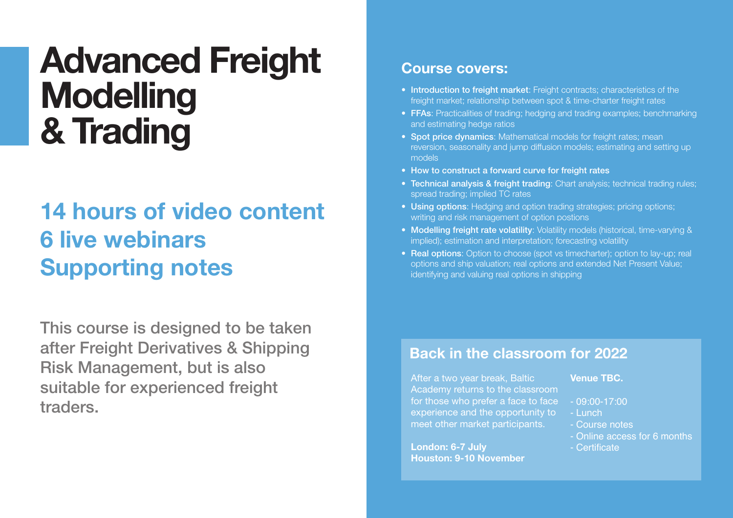# Advanced Freight Modelling & Trading

## 14 hours of video content
## 6 live webinars
## Supporting notes

This course is designed to be taken after Freight Derivatives & Shipping Risk Management, but is also suitable for experienced freight traders.

## Course covers:

- **Introduction to freight market**: Freight contracts; characteristics of the freight market; relationship between spot & time-charter freight rates
- **FFAs**: Practicalities of trading; hedging and trading examples; benchmarking and estimating hedge ratios
- **Spot price dynamics**: Mathematical models for freight rates; mean reversion, seasonality and jump diffusion models; estimating and setting up models
- **How to construct a forward curve for freight rates**
- **Technical analysis & freight trading**: Chart analysis; technical trading rules; spread trading; implied TC rates
- **Using options**: Hedging and option trading strategies; pricing options; writing and risk management of option postions
- **Modelling freight rate volatility**: Volatility models (historical, time-varying & implied); estimation and interpretation; forecasting volatility
- **Real options**: Option to choose (spot vs timecharter); option to lay-up; real options and ship valuation; real options and extended Net Present Value; identifying and valuing real options in shipping

## Back in the classroom for 2022

After a two year break, Baltic Academy returns to the classroom for those who prefer a face to face experience and the opportunity to meet other market participants.

**London: 6-7 July**
**Houston: 9-10 November**

**Venue TBC.**

- 09:00-17:00
- Lunch
- Course notes
- Online access for 6 months
- Certificate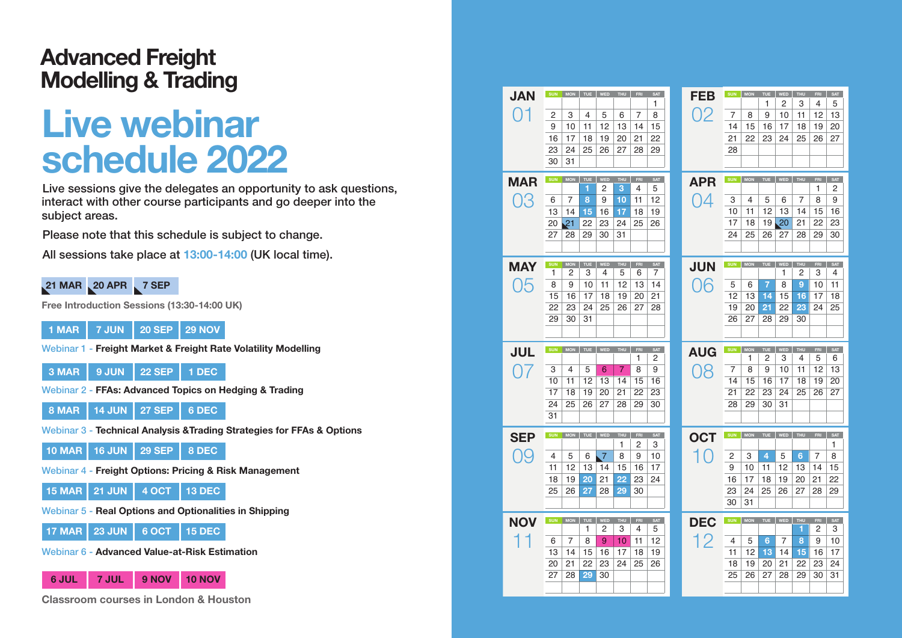# Advanced Freight Modelling & Trading

# Live webinar schedule 2022

Live sessions give the delegates an opportunity to ask questions, interact with other course participants and go deeper into the subject areas.

Please note that this schedule is subject to change.

All sessions take place at 13:00-14:00 (UK local time).

**21 MAR | 20 APR | 7 SEP**

Free Introduction Sessions (13:30-14:00 UK)

**1 MAR | 7 JUN | 20 SEP | 29 NOV**

Webinar 1 - **Freight Market & Freight Rate Volatility Modelling**

**3 MAR | 9 JUN | 22 SEP | 1 DEC**

Webinar 2 - **FFAs: Advanced Topics on Hedging & Trading**

**8 MAR | 14 JUN | 27 SEP | 6 DEC**

Webinar 3 - **Technical Analysis &Trading Strategies for FFAs & Options**

**10 MAR | 16 JUN | 29 SEP | 8 DEC**

Webinar 4 - **Freight Options: Pricing & Risk Management**

**15 MAR | 21 JUN | 4 OCT | 13 DEC**

Webinar 5 - **Real Options and Optionalities in Shipping**

**17 MAR | 23 JUN | 6 OCT | 15 DEC**

Webinar 6 - **Advanced Value-at-Risk Estimation**

**6 JUL | 7 JUL | 9 NOV | 10 NOV**

Classroom courses in London & Houston

**JAN 01**

| SUN | MON | TUE | WED | THU | FRI | SAT |
|---|---|---|---|---|---|---|
| | | | | | | 1 |
| 2 | 3 | 4 | 5 | 6 | 7 | 8 |
| 9 | 10 | 11 | 12 | 13 | 14 | 15 |
| 16 | 17 | 18 | 19 | 20 | 21 | 22 |
| 23 | 24 | 25 | 26 | 27 | 28 | 29 |
| 30 | 31 | | | | | |

**FEB 02**

| SUN | MON | TUE | WED | THU | FRI | SAT |
|---|---|---|---|---|---|---|
| | | 1 | 2 | 3 | 4 | 5 |
| 7 | 8 | 9 | 10 | 11 | 12 | 13 |
| 14 | 15 | 16 | 17 | 18 | 19 | 20 |
| 21 | 22 | 23 | 24 | 25 | 26 | 27 |
| 28 | | | | | | |

**MAR 03**

| SUN | MON | TUE | WED | THU | FRI | SAT |
|---|---|---|---|---|---|---|
| | | 1 | 2 | 3 | 4 | 5 |
| 6 | 7 | 8 | 9 | 10 | 11 | 12 |
| 13 | 14 | 15 | 16 | 17 | 18 | 19 |
| 20 | 21 | 22 | 23 | 24 | 25 | 26 |
| 27 | 28 | 29 | 30 | 31 | | |

**APR 04**

| SUN | MON | TUE | WED | THU | FRI | SAT |
|---|---|---|---|---|---|---|
| | | | | | 1 | 2 |
| 3 | 4 | 5 | 6 | 7 | 8 | 9 |
| 10 | 11 | 12 | 13 | 14 | 15 | 16 |
| 17 | 18 | 19 | 20 | 21 | 22 | 23 |
| 24 | 25 | 26 | 27 | 28 | 29 | 30 |

**MAY 05**

| SUN | MON | TUE | WED | THU | FRI | SAT |
|---|---|---|---|---|---|---|
| 1 | 2 | 3 | 4 | 5 | 6 | 7 |
| 8 | 9 | 10 | 11 | 12 | 13 | 14 |
| 15 | 16 | 17 | 18 | 19 | 20 | 21 |
| 22 | 23 | 24 | 25 | 26 | 27 | 28 |
| 29 | 30 | 31 | | | | |

**JUN 06**

| SUN | MON | TUE | WED | THU | FRI | SAT |
|---|---|---|---|---|---|---|
| | | | 1 | 2 | 3 | 4 |
| 5 | 6 | 7 | 8 | 9 | 10 | 11 |
| 12 | 13 | 14 | 15 | 16 | 17 | 18 |
| 19 | 20 | 21 | 22 | 23 | 24 | 25 |
| 26 | 27 | 28 | 29 | 30 | | |

**JUL 07**

| SUN | MON | TUE | WED | THU | FRI | SAT |
|---|---|---|---|---|---|---|
| | | | | | 1 | 2 |
| 3 | 4 | 5 | 6 | 7 | 8 | 9 |
| 10 | 11 | 12 | 13 | 14 | 15 | 16 |
| 17 | 18 | 19 | 20 | 21 | 22 | 23 |
| 24 | 25 | 26 | 27 | 28 | 29 | 30 |
| 31 | | | | | | |

**AUG 08**

| SUN | MON | TUE | WED | THU | FRI | SAT |
|---|---|---|---|---|---|---|
| | 1 | 2 | 3 | 4 | 5 | 6 |
| 7 | 8 | 9 | 10 | 11 | 12 | 13 |
| 14 | 15 | 16 | 17 | 18 | 19 | 20 |
| 21 | 22 | 23 | 24 | 25 | 26 | 27 |
| 28 | 29 | 30 | 31 | | | |

**SEP 09**

| SUN | MON | TUE | WED | THU | FRI | SAT |
|---|---|---|---|---|---|---|
| | | | | 1 | 2 | 3 |
| 4 | 5 | 6 | 7 | 8 | 9 | 10 |
| 11 | 12 | 13 | 14 | 15 | 16 | 17 |
| 18 | 19 | 20 | 21 | 22 | 23 | 24 |
| 25 | 26 | 27 | 28 | 29 | 30 | |

**OCT 10**

| SUN | MON | TUE | WED | THU | FRI | SAT |
|---|---|---|---|---|---|---|
| | | | | | | 1 |
| 2 | 3 | 4 | 5 | 6 | 7 | 8 |
| 9 | 10 | 11 | 12 | 13 | 14 | 15 |
| 16 | 17 | 18 | 19 | 20 | 21 | 22 |
| 23 | 24 | 25 | 26 | 27 | 28 | 29 |
| 30 | 31 | | | | | |

**NOV 11**

| SUN | MON | TUE | WED | THU | FRI | SAT |
|---|---|---|---|---|---|---|
| | | 1 | 2 | 3 | 4 | 5 |
| 6 | 7 | 8 | 9 | 10 | 11 | 12 |
| 13 | 14 | 15 | 16 | 17 | 18 | 19 |
| 20 | 21 | 22 | 23 | 24 | 25 | 26 |
| 27 | 28 | 29 | 30 | | | |

**DEC 12**

| SUN | MON | TUE | WED | THU | FRI | SAT |
|---|---|---|---|---|---|---|
| | | | | 1 | 2 | 3 |
| 4 | 5 | 6 | 7 | 8 | 9 | 10 |
| 11 | 12 | 13 | 14 | 15 | 16 | 17 |
| 18 | 19 | 20 | 21 | 22 | 23 | 24 |
| 25 | 26 | 27 | 28 | 29 | 30 | 31 |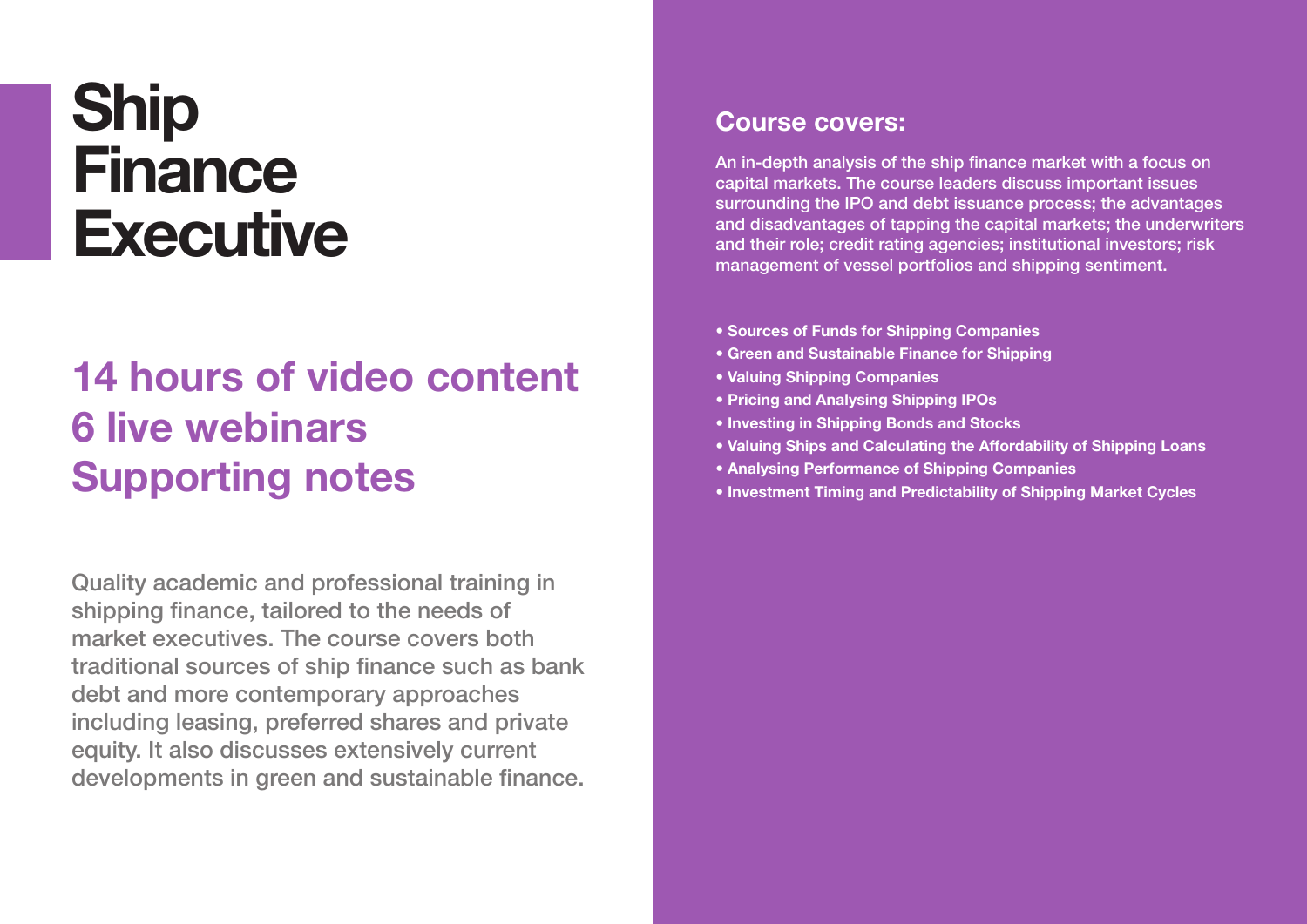# Ship Finance Executive

## 14 hours of video content
## 6 live webinars
## Supporting notes

Quality academic and professional training in shipping finance, tailored to the needs of market executives. The course covers both traditional sources of ship finance such as bank debt and more contemporary approaches including leasing, preferred shares and private equity. It also discusses extensively current developments in green and sustainable finance.

## Course covers:

An in-depth analysis of the ship finance market with a focus on capital markets. The course leaders discuss important issues surrounding the IPO and debt issuance process; the advantages and disadvantages of tapping the capital markets; the underwriters and their role; credit rating agencies; institutional investors; risk management of vessel portfolios and shipping sentiment.

- **Sources of Funds for Shipping Companies**
- **Green and Sustainable Finance for Shipping**
- **Valuing Shipping Companies**
- **Pricing and Analysing Shipping IPOs**
- **Investing in Shipping Bonds and Stocks**
- **Valuing Ships and Calculating the Affordability of Shipping Loans**
- **Analysing Performance of Shipping Companies**
- **Investment Timing and Predictability of Shipping Market Cycles**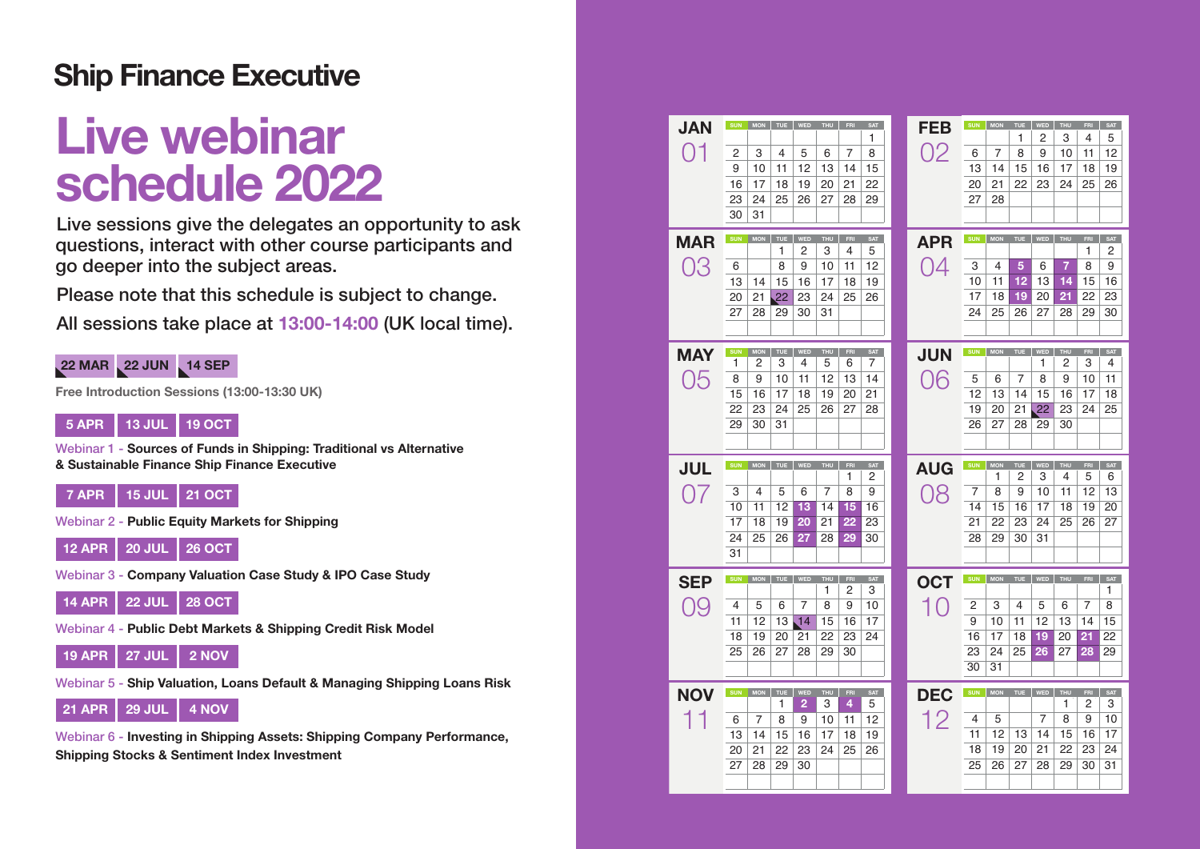## Ship Finance Executive

# Live webinar schedule 2022

Live sessions give the delegates an opportunity to ask questions, interact with other course participants and go deeper into the subject areas.

Please note that this schedule is subject to change.

All sessions take place at **13:00-14:00** (UK local time).

**22 MAR** | **22 JUN** | **14 SEP**

**Free Introduction Sessions (13:00-13:30 UK)**

**5 APR** | **13 JUL** | **19 OCT**

Webinar 1 - **Sources of Funds in Shipping: Traditional vs Alternative & Sustainable Finance Ship Finance Executive**

**7 APR** | **15 JUL** | **21 OCT**

Webinar 2 - **Public Equity Markets for Shipping**

**12 APR** | **20 JUL** | **26 OCT**

Webinar 3 - **Company Valuation Case Study & IPO Case Study**

**14 APR** | **22 JUL** | **28 OCT**

Webinar 4 - **Public Debt Markets & Shipping Credit Risk Model**

**19 APR** | **27 JUL** | **2 NOV**

Webinar 5 - **Ship Valuation, Loans Default & Managing Shipping Loans Risk**

**21 APR** | **29 JUL** | **4 NOV**

Webinar 6 - **Investing in Shipping Assets: Shipping Company Performance, Shipping Stocks & Sentiment Index Investment**

### JAN 01

| SUN | MON | TUE | WED | THU | FRI | SAT |
|---|---|---|---|---|---|---|
| | | | | | | 1 |
| 2 | 3 | 4 | 5 | 6 | 7 | 8 |
| 9 | 10 | 11 | 12 | 13 | 14 | 15 |
| 16 | 17 | 18 | 19 | 20 | 21 | 22 |
| 23 | 24 | 25 | 26 | 27 | 28 | 29 |
| 30 | 31 | | | | | |

### FEB 02

| SUN | MON | TUE | WED | THU | FRI | SAT |
|---|---|---|---|---|---|---|
| | | 1 | 2 | 3 | 4 | 5 |
| 6 | 7 | 8 | 9 | 10 | 11 | 12 |
| 13 | 14 | 15 | 16 | 17 | 18 | 19 |
| 20 | 21 | 22 | 23 | 24 | 25 | 26 |
| 27 | 28 | | | | | |

### MAR 03

| SUN | MON | TUE | WED | THU | FRI | SAT |
|---|---|---|---|---|---|---|
| | | 1 | 2 | 3 | 4 | 5 |
| 6 | | 8 | 9 | 10 | 11 | 12 |
| 13 | 14 | 15 | 16 | 17 | 18 | 19 |
| 20 | 21 | 22 | 23 | 24 | 25 | 26 |
| 27 | 28 | 29 | 30 | 31 | | |

### APR 04

| SUN | MON | TUE | WED | THU | FRI | SAT |
|---|---|---|---|---|---|---|
| | | | | | 1 | 2 |
| 3 | 4 | 5 | 6 | 7 | 8 | 9 |
| 10 | 11 | 12 | 13 | 14 | 15 | 16 |
| 17 | 18 | 19 | 20 | 21 | 22 | 23 |
| 24 | 25 | 26 | 27 | 28 | 29 | 30 |

### MAY 05

| SUN | MON | TUE | WED | THU | FRI | SAT |
|---|---|---|---|---|---|---|
| 1 | 2 | 3 | 4 | 5 | 6 | 7 |
| 8 | 9 | 10 | 11 | 12 | 13 | 14 |
| 15 | 16 | 17 | 18 | 19 | 20 | 21 |
| 22 | 23 | 24 | 25 | 26 | 27 | 28 |
| 29 | 30 | 31 | | | | |

### JUN 06

| SUN | MON | TUE | WED | THU | FRI | SAT |
|---|---|---|---|---|---|---|
| | | | 1 | 2 | 3 | 4 |
| 5 | 6 | 7 | 8 | 9 | 10 | 11 |
| 12 | 13 | 14 | 15 | 16 | 17 | 18 |
| 19 | 20 | 21 | 22 | 23 | 24 | 25 |
| 26 | 27 | 28 | 29 | 30 | | |

### JUL 07

| SUN | MON | TUE | WED | THU | FRI | SAT |
|---|---|---|---|---|---|---|
| | | | | | 1 | 2 |
| 3 | 4 | 5 | 6 | 7 | 8 | 9 |
| 10 | 11 | 12 | 13 | 14 | 15 | 16 |
| 17 | 18 | 19 | 20 | 21 | 22 | 23 |
| 24 | 25 | 26 | 27 | 28 | 29 | 30 |
| 31 | | | | | | |

### AUG 08

| SUN | MON | TUE | WED | THU | FRI | SAT |
|---|---|---|---|---|---|---|
| | 1 | 2 | 3 | 4 | 5 | 6 |
| 7 | 8 | 9 | 10 | 11 | 12 | 13 |
| 14 | 15 | 16 | 17 | 18 | 19 | 20 |
| 21 | 22 | 23 | 24 | 25 | 26 | 27 |
| 28 | 29 | 30 | 31 | | | |

### SEP 09

| SUN | MON | TUE | WED | THU | FRI | SAT |
|---|---|---|---|---|---|---|
| | | | | 1 | 2 | 3 |
| 4 | 5 | 6 | 7 | 8 | 9 | 10 |
| 11 | 12 | 13 | 14 | 15 | 16 | 17 |
| 18 | 19 | 20 | 21 | 22 | 23 | 24 |
| 25 | 26 | 27 | 28 | 29 | 30 | |

### OCT 10

| SUN | MON | TUE | WED | THU | FRI | SAT |
|---|---|---|---|---|---|---|
| | | | | | | 1 |
| 2 | 3 | 4 | 5 | 6 | 7 | 8 |
| 9 | 10 | 11 | 12 | 13 | 14 | 15 |
| 16 | 17 | 18 | 19 | 20 | 21 | 22 |
| 23 | 24 | 25 | 26 | 27 | 28 | 29 |
| 30 | 31 | | | | | |

### NOV 11

| SUN | MON | TUE | WED | THU | FRI | SAT |
|---|---|---|---|---|---|---|
| | | 1 | 2 | 3 | 4 | 5 |
| 6 | 7 | 8 | 9 | 10 | 11 | 12 |
| 13 | 14 | 15 | 16 | 17 | 18 | 19 |
| 20 | 21 | 22 | 23 | 24 | 25 | 26 |
| 27 | 28 | 29 | 30 | | | |

### DEC 12

| SUN | MON | TUE | WED | THU | FRI | SAT |
|---|---|---|---|---|---|---|
| | | | | 1 | 2 | 3 |
| 4 | 5 | | 7 | 8 | 9 | 10 |
| 11 | 12 | 13 | 14 | 15 | 16 | 17 |
| 18 | 19 | 20 | 21 | 22 | 23 | 24 |
| 25 | 26 | 27 | 28 | 29 | 30 | 31 |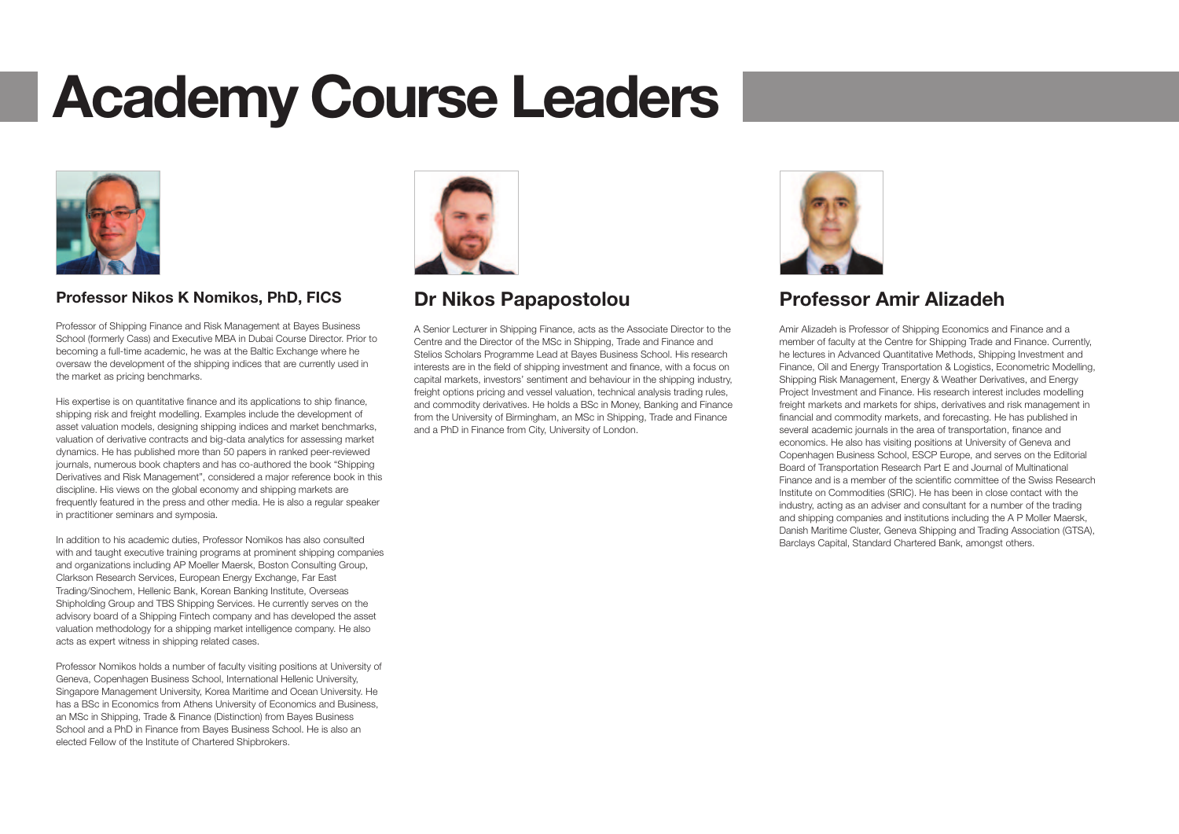# Academy Course Leaders

## Professor Nikos K Nomikos, PhD, FICS

Professor of Shipping Finance and Risk Management at Bayes Business School (formerly Cass) and Executive MBA in Dubai Course Director. Prior to becoming a full-time academic, he was at the Baltic Exchange where he oversaw the development of the shipping indices that are currently used in the market as pricing benchmarks.

His expertise is on quantitative finance and its applications to ship finance, shipping risk and freight modelling. Examples include the development of asset valuation models, designing shipping indices and market benchmarks, valuation of derivative contracts and big-data analytics for assessing market dynamics. He has published more than 50 papers in ranked peer-reviewed journals, numerous book chapters and has co-authored the book "Shipping Derivatives and Risk Management", considered a major reference book in this discipline. His views on the global economy and shipping markets are frequently featured in the press and other media. He is also a regular speaker in practitioner seminars and symposia.

In addition to his academic duties, Professor Nomikos has also consulted with and taught executive training programs at prominent shipping companies and organizations including AP Moeller Maersk, Boston Consulting Group, Clarkson Research Services, European Energy Exchange, Far East Trading/Sinochem, Hellenic Bank, Korean Banking Institute, Overseas Shipholding Group and TBS Shipping Services. He currently serves on the advisory board of a Shipping Fintech company and has developed the asset valuation methodology for a shipping market intelligence company. He also acts as expert witness in shipping related cases.

Professor Nomikos holds a number of faculty visiting positions at University of Geneva, Copenhagen Business School, International Hellenic University, Singapore Management University, Korea Maritime and Ocean University. He has a BSc in Economics from Athens University of Economics and Business, an MSc in Shipping, Trade & Finance (Distinction) from Bayes Business School and a PhD in Finance from Bayes Business School. He is also an elected Fellow of the Institute of Chartered Shipbrokers.

## Dr Nikos Papapostolou

A Senior Lecturer in Shipping Finance, acts as the Associate Director to the Centre and the Director of the MSc in Shipping, Trade and Finance and Stelios Scholars Programme Lead at Bayes Business School. His research interests are in the field of shipping investment and finance, with a focus on capital markets, investors' sentiment and behaviour in the shipping industry, freight options pricing and vessel valuation, technical analysis trading rules, and commodity derivatives. He holds a BSc in Money, Banking and Finance from the University of Birmingham, an MSc in Shipping, Trade and Finance and a PhD in Finance from City, University of London.

## Professor Amir Alizadeh

Amir Alizadeh is Professor of Shipping Economics and Finance and a member of faculty at the Centre for Shipping Trade and Finance. Currently, he lectures in Advanced Quantitative Methods, Shipping Investment and Finance, Oil and Energy Transportation & Logistics, Econometric Modelling, Shipping Risk Management, Energy & Weather Derivatives, and Energy Project Investment and Finance. His research interest includes modelling freight markets and markets for ships, derivatives and risk management in financial and commodity markets, and forecasting. He has published in several academic journals in the area of transportation, finance and economics. He also has visiting positions at University of Geneva and Copenhagen Business School, ESCP Europe, and serves on the Editorial Board of Transportation Research Part E and Journal of Multinational Finance and is a member of the scientific committee of the Swiss Research Institute on Commodities (SRIC). He has been in close contact with the industry, acting as an adviser and consultant for a number of the trading and shipping companies and institutions including the A P Moller Maersk, Danish Maritime Cluster, Geneva Shipping and Trading Association (GTSA), Barclays Capital, Standard Chartered Bank, amongst others.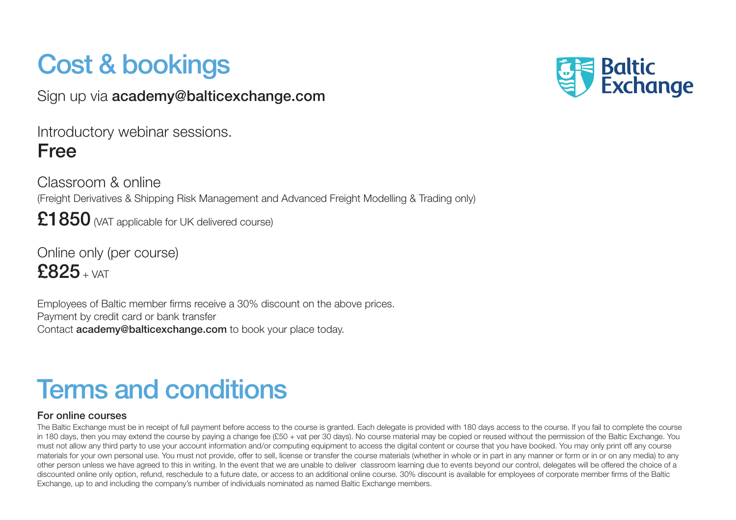# Cost & bookings

Sign up via **academy@balticexchange.com**

Introductory webinar sessions.

**Free**

Classroom & online

(Freight Derivatives & Shipping Risk Management and Advanced Freight Modelling & Trading only)

**£1850** (VAT applicable for UK delivered course)

Online only (per course)

**£825** + VAT

Employees of Baltic member firms receive a 30% discount on the above prices.
Payment by credit card or bank transfer
Contact **academy@balticexchange.com** to book your place today.

# Terms and conditions

**For online courses**

The Baltic Exchange must be in receipt of full payment before access to the course is granted. Each delegate is provided with 180 days access to the course. If you fail to complete the course in 180 days, then you may extend the course by paying a change fee (£50 + vat per 30 days). No course material may be copied or reused without the permission of the Baltic Exchange. You must not allow any third party to use your account information and/or computing equipment to access the digital content or course that you have booked. You may only print off any course materials for your own personal use. You must not provide, offer to sell, license or transfer the course materials (whether in whole or in part in any manner or form or in or on any media) to any other person unless we have agreed to this in writing. In the event that we are unable to deliver classroom learning due to events beyond our control, delegates will be offered the choice of a discounted online only option, refund, reschedule to a future date, or access to an additional online course. 30% discount is available for employees of corporate member firms of the Baltic Exchange, up to and including the company's number of individuals nominated as named Baltic Exchange members.